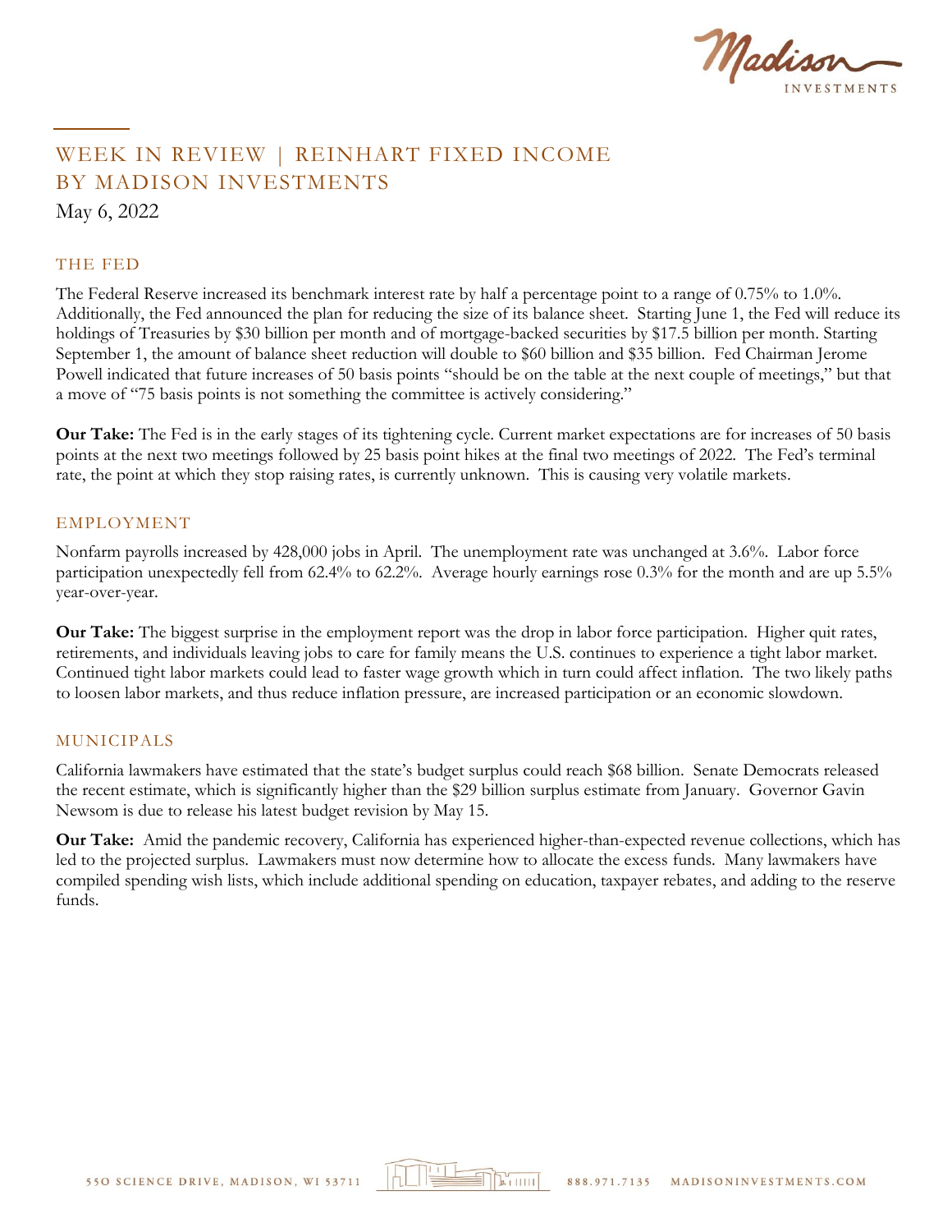# WEEK IN REVIEW | REINHART FIXED INCOME BY MADISON INVESTMENTS

May 6, 2022

## THE FED

The Federal Reserve increased its benchmark interest rate by half a percentage point to a range of 0.75% to 1.0%. Additionally, the Fed announced the plan for reducing the size of its balance sheet. Starting June 1, the Fed will reduce its holdings of Treasuries by $30 billion per month and of mortgage-backed securities by $17.5 billion per month. Starting September 1, the amount of balance sheet reduction will double to $60 billion and $35 billion. Fed Chairman Jerome Powell indicated that future increases of 50 basis points "should be on the table at the next couple of meetings," but that a move of "75 basis points is not something the committee is actively considering."

**Our Take:** The Fed is in the early stages of its tightening cycle. Current market expectations are for increases of 50 basis points at the next two meetings followed by 25 basis point hikes at the final two meetings of 2022. The Fed's terminal rate, the point at which they stop raising rates, is currently unknown. This is causing very volatile markets.

## EMPLOYMENT

Nonfarm payrolls increased by 428,000 jobs in April. The unemployment rate was unchanged at 3.6%. Labor force participation unexpectedly fell from 62.4% to 62.2%. Average hourly earnings rose 0.3% for the month and are up 5.5% year-over-year.

**Our Take:** The biggest surprise in the employment report was the drop in labor force participation. Higher quit rates, retirements, and individuals leaving jobs to care for family means the U.S. continues to experience a tight labor market. Continued tight labor markets could lead to faster wage growth which in turn could affect inflation. The two likely paths to loosen labor markets, and thus reduce inflation pressure, are increased participation or an economic slowdown.

## MUNICIPALS

California lawmakers have estimated that the state's budget surplus could reach $68 billion. Senate Democrats released the recent estimate, which is significantly higher than the $29 billion surplus estimate from January. Governor Gavin Newsom is due to release his latest budget revision by May 15.

**Our Take:** Amid the pandemic recovery, California has experienced higher-than-expected revenue collections, which has led to the projected surplus. Lawmakers must now determine how to allocate the excess funds. Many lawmakers have compiled spending wish lists, which include additional spending on education, taxpayer rebates, and adding to the reserve funds.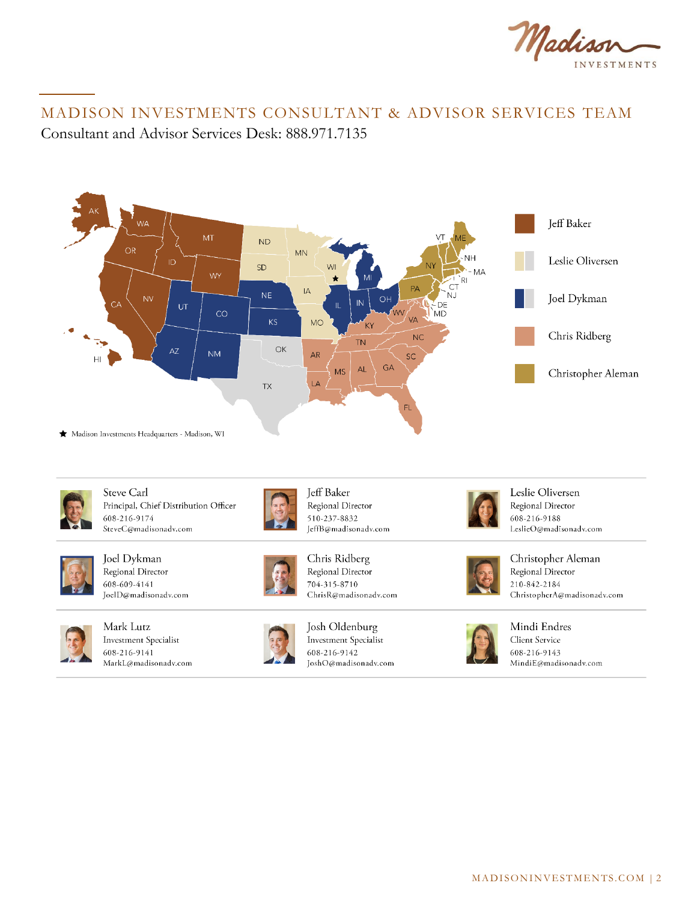# MADISON INVESTMENTS CONSULTANT & ADVISOR SERVICES TEAM

Consultant and Advisor Services Desk: 888.971.7135

- Jeff Baker
- Leslie Oliversen
- Joel Dykman
- Chris Ridberg
- Christopher Aleman

★ Madison Investments Headquarters - Madison, WI

**Steve Carl**
Principal, Chief Distribution Officer
608-216-9174
SteveC@madisonadv.com

**Jeff Baker**
Regional Director
510-237-8832
JeffB@madisonadv.com

**Leslie Oliversen**
Regional Director
608-216-9188
LeslieO@madisonadv.com

**Joel Dykman**
Regional Director
608-609-4141
JoelD@madisonadv.com

**Chris Ridberg**
Regional Director
704-315-8710
ChrisR@madisonadv.com

**Christopher Aleman**
Regional Director
210-842-2184
ChristopherA@madisonadv.com

**Mark Lutz**
Investment Specialist
608-216-9141
MarkL@madisonadv.com

**Josh Oldenburg**
Investment Specialist
608-216-9142
JoshO@madisonadv.com

**Mindi Endres**
Client Service
608-216-9143
MindiE@madisonadv.com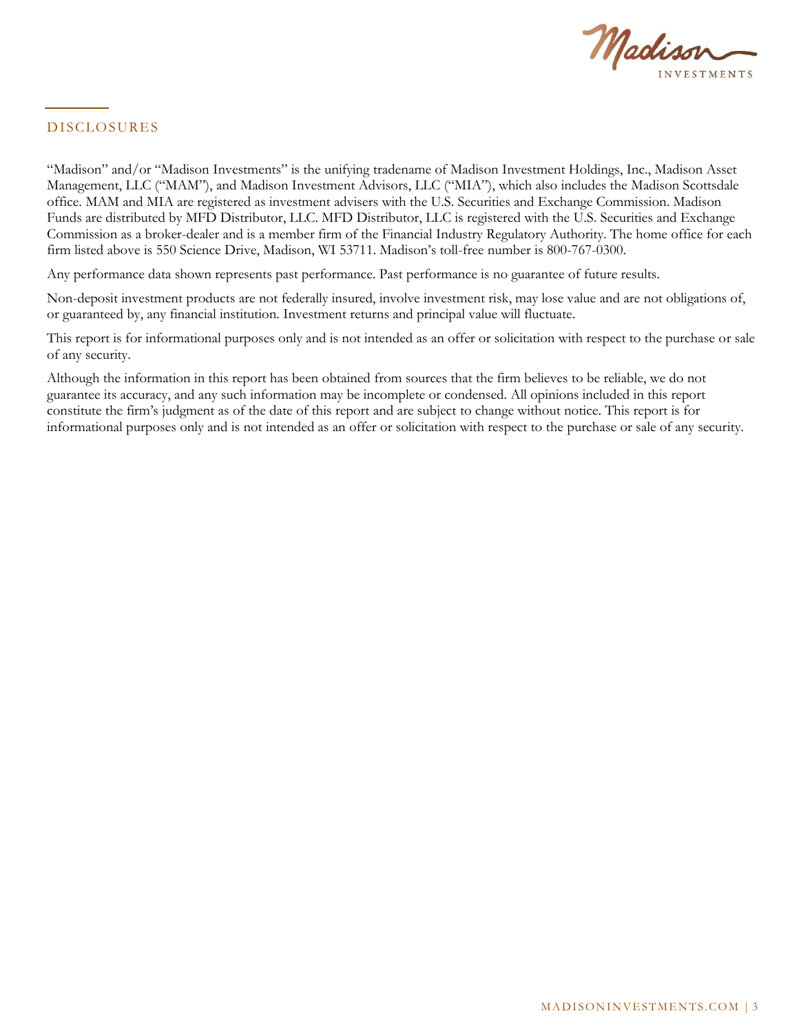## DISCLOSURES

"Madison" and/or "Madison Investments" is the unifying tradename of Madison Investment Holdings, Inc., Madison Asset Management, LLC ("MAM"), and Madison Investment Advisors, LLC ("MIA"), which also includes the Madison Scottsdale office. MAM and MIA are registered as investment advisers with the U.S. Securities and Exchange Commission. Madison Funds are distributed by MFD Distributor, LLC. MFD Distributor, LLC is registered with the U.S. Securities and Exchange Commission as a broker-dealer and is a member firm of the Financial Industry Regulatory Authority. The home office for each firm listed above is 550 Science Drive, Madison, WI 53711. Madison's toll-free number is 800-767-0300.

Any performance data shown represents past performance. Past performance is no guarantee of future results.

Non-deposit investment products are not federally insured, involve investment risk, may lose value and are not obligations of, or guaranteed by, any financial institution. Investment returns and principal value will fluctuate.

This report is for informational purposes only and is not intended as an offer or solicitation with respect to the purchase or sale of any security.

Although the information in this report has been obtained from sources that the firm believes to be reliable, we do not guarantee its accuracy, and any such information may be incomplete or condensed. All opinions included in this report constitute the firm's judgment as of the date of this report and are subject to change without notice. This report is for informational purposes only and is not intended as an offer or solicitation with respect to the purchase or sale of any security.